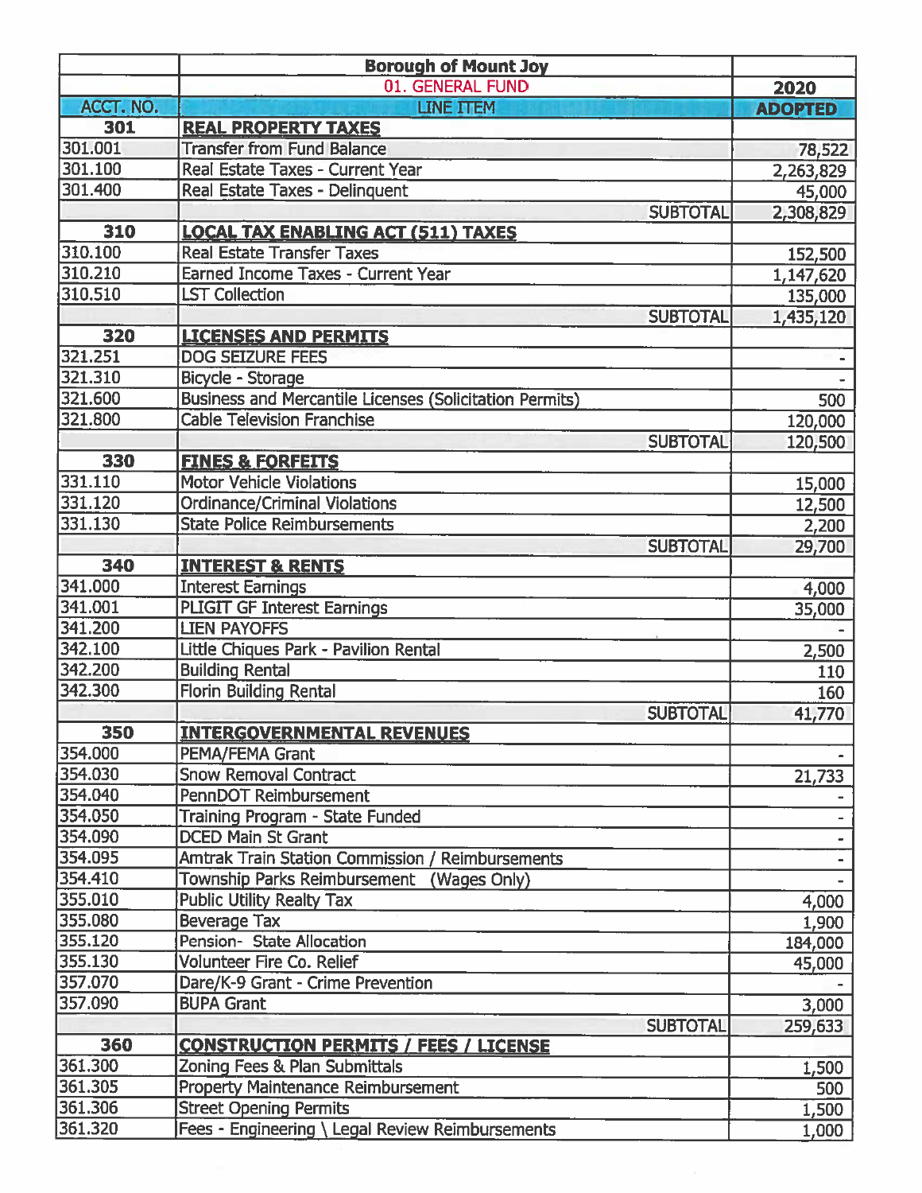| | Borough of Mount Joy | |
|---|---|---|
| | 01. GENERAL FUND | 2020 |
| ACCT. NO. | LINE ITEM | ADOPTED |
| **301** | **REAL PROPERTY TAXES** | |
| 301.001 | Transfer from Fund Balance | 78,522 |
| 301.100 | Real Estate Taxes - Current Year | 2,263,829 |
| 301.400 | Real Estate Taxes - Delinquent | 45,000 |
| | SUBTOTAL | 2,308,829 |
| **310** | **LOCAL TAX ENABLING ACT (511) TAXES** | |
| 310.100 | Real Estate Transfer Taxes | 152,500 |
| 310.210 | Earned Income Taxes - Current Year | 1,147,620 |
| 310.510 | LST Collection | 135,000 |
| | SUBTOTAL | 1,435,120 |
| **320** | **LICENSES AND PERMITS** | |
| 321.251 | DOG SEIZURE FEES | - |
| 321.310 | Bicycle - Storage | - |
| 321.600 | Business and Mercantile Licenses (Solicitation Permits) | 500 |
| 321.800 | Cable Television Franchise | 120,000 |
| | SUBTOTAL | 120,500 |
| **330** | **FINES & FORFEITS** | |
| 331.110 | Motor Vehicle Violations | 15,000 |
| 331.120 | Ordinance/Criminal Violations | 12,500 |
| 331.130 | State Police Reimbursements | 2,200 |
| | SUBTOTAL | 29,700 |
| **340** | **INTEREST & RENTS** | |
| 341.000 | Interest Earnings | 4,000 |
| 341.001 | PLIGIT GF Interest Earnings | 35,000 |
| 341.200 | LIEN PAYOFFS | - |
| 342.100 | Little Chiques Park - Pavilion Rental | 2,500 |
| 342.200 | Building Rental | 110 |
| 342.300 | Florin Building Rental | 160 |
| | SUBTOTAL | 41,770 |
| **350** | **INTERGOVERNMENTAL REVENUES** | |
| 354.000 | PEMA/FEMA Grant | - |
| 354.030 | Snow Removal Contract | 21,733 |
| 354.040 | PennDOT Reimbursement | - |
| 354.050 | Training Program - State Funded | - |
| 354.090 | DCED Main St Grant | - |
| 354.095 | Amtrak Train Station Commission / Reimbursements | - |
| 354.410 | Township Parks Reimbursement (Wages Only) | - |
| 355.010 | Public Utility Realty Tax | 4,000 |
| 355.080 | Beverage Tax | 1,900 |
| 355.120 | Pension- State Allocation | 184,000 |
| 355.130 | Volunteer Fire Co. Relief | 45,000 |
| 357.070 | Dare/K-9 Grant - Crime Prevention | - |
| 357.090 | BUPA Grant | 3,000 |
| | SUBTOTAL | 259,633 |
| **360** | **CONSTRUCTION PERMITS / FEES / LICENSE** | |
| 361.300 | Zoning Fees & Plan Submittals | 1,500 |
| 361.305 | Property Maintenance Reimbursement | 500 |
| 361.306 | Street Opening Permits | 1,500 |
| 361.320 | Fees - Engineering \ Legal Review Reimbursements | 1,000 |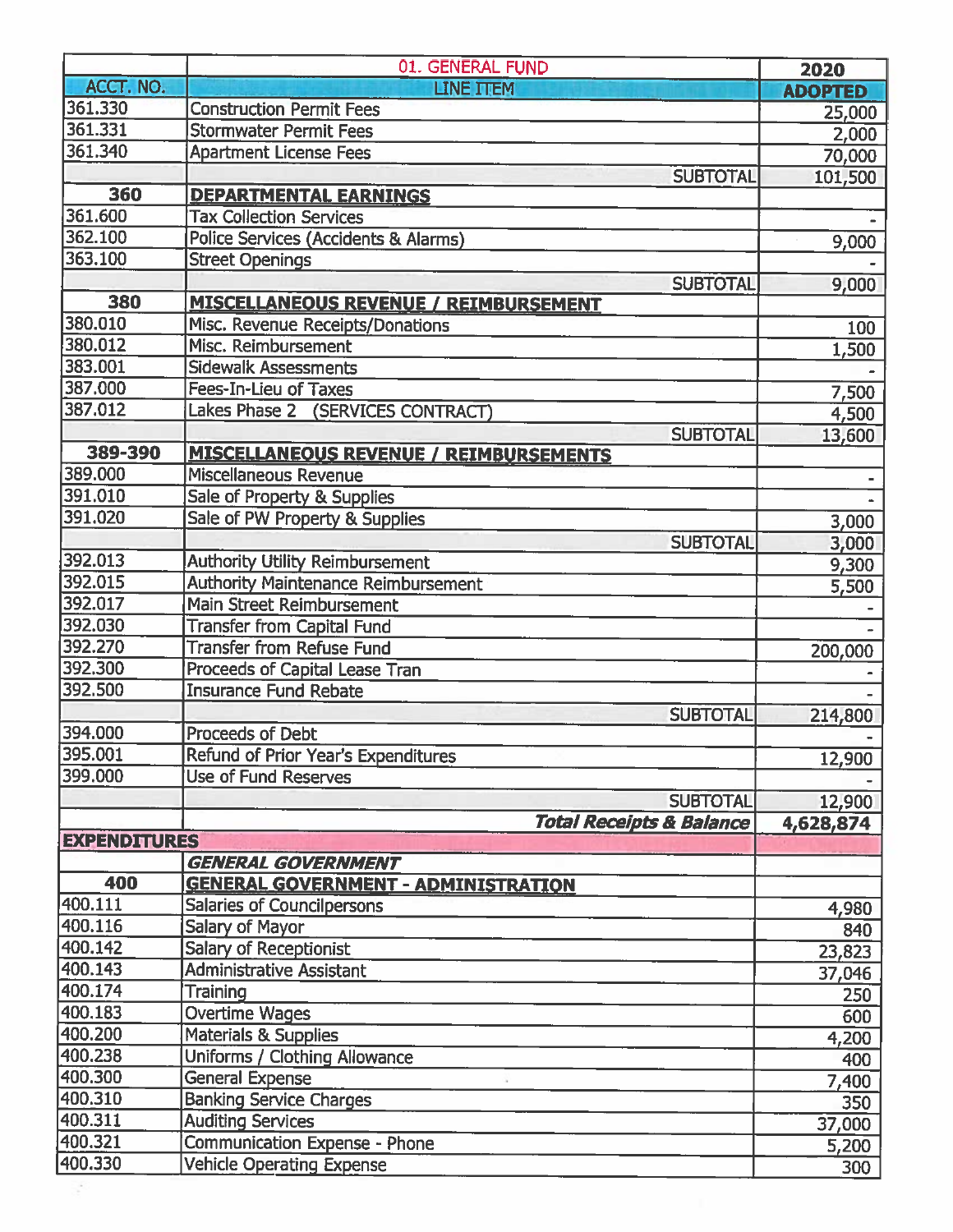| ACCT. NO. | 01. GENERAL FUND<br>LINE ITEM | 2020<br>ADOPTED |
|---|---|---|
| 361.330 | Construction Permit Fees | 25,000 |
| 361.331 | Stormwater Permit Fees | 2,000 |
| 361.340 | Apartment License Fees | 70,000 |
| | SUBTOTAL | 101,500 |
| **360** | **DEPARTMENTAL EARNINGS** | |
| 361.600 | Tax Collection Services | - |
| 362.100 | Police Services (Accidents & Alarms) | 9,000 |
| 363.100 | Street Openings | - |
| | SUBTOTAL | 9,000 |
| **380** | **MISCELLANEOUS REVENUE / REIMBURSEMENT** | |
| 380.010 | Misc. Revenue Receipts/Donations | 100 |
| 380.012 | Misc. Reimbursement | 1,500 |
| 383.001 | Sidewalk Assessments | - |
| 387.000 | Fees-In-Lieu of Taxes | 7,500 |
| 387.012 | Lakes Phase 2 (SERVICES CONTRACT) | 4,500 |
| | SUBTOTAL | 13,600 |
| **389-390** | **MISCELLANEOUS REVENUE / REIMBURSEMENTS** | |
| 389.000 | Miscellaneous Revenue | - |
| 391.010 | Sale of Property & Supplies | - |
| 391.020 | Sale of PW Property & Supplies | 3,000 |
| | SUBTOTAL | 3,000 |
| 392.013 | Authority Utility Reimbursement | 9,300 |
| 392.015 | Authority Maintenance Reimbursement | 5,500 |
| 392.017 | Main Street Reimbursement | - |
| 392.030 | Transfer from Capital Fund | - |
| 392.270 | Transfer from Refuse Fund | 200,000 |
| 392.300 | Proceeds of Capital Lease Tran | - |
| 392.500 | Insurance Fund Rebate | - |
| | SUBTOTAL | 214,800 |
| 394.000 | Proceeds of Debt | - |
| 395.001 | Refund of Prior Year's Expenditures | 12,900 |
| 399.000 | Use of Fund Reserves | - |
| | SUBTOTAL | 12,900 |
| | ***Total Receipts & Balance*** | **4,628,874** |
| **EXPENDITURES** | | |
| | ***GENERAL GOVERNMENT*** | |
| **400** | **GENERAL GOVERNMENT - ADMINISTRATION** | |
| 400.111 | Salaries of Councilpersons | 4,980 |
| 400.116 | Salary of Mayor | 840 |
| 400.142 | Salary of Receptionist | 23,823 |
| 400.143 | Administrative Assistant | 37,046 |
| 400.174 | Training | 250 |
| 400.183 | Overtime Wages | 600 |
| 400.200 | Materials & Supplies | 4,200 |
| 400.238 | Uniforms / Clothing Allowance | 400 |
| 400.300 | General Expense | 7,400 |
| 400.310 | Banking Service Charges | 350 |
| 400.311 | Auditing Services | 37,000 |
| 400.321 | Communication Expense - Phone | 5,200 |
| 400.330 | Vehicle Operating Expense | 300 |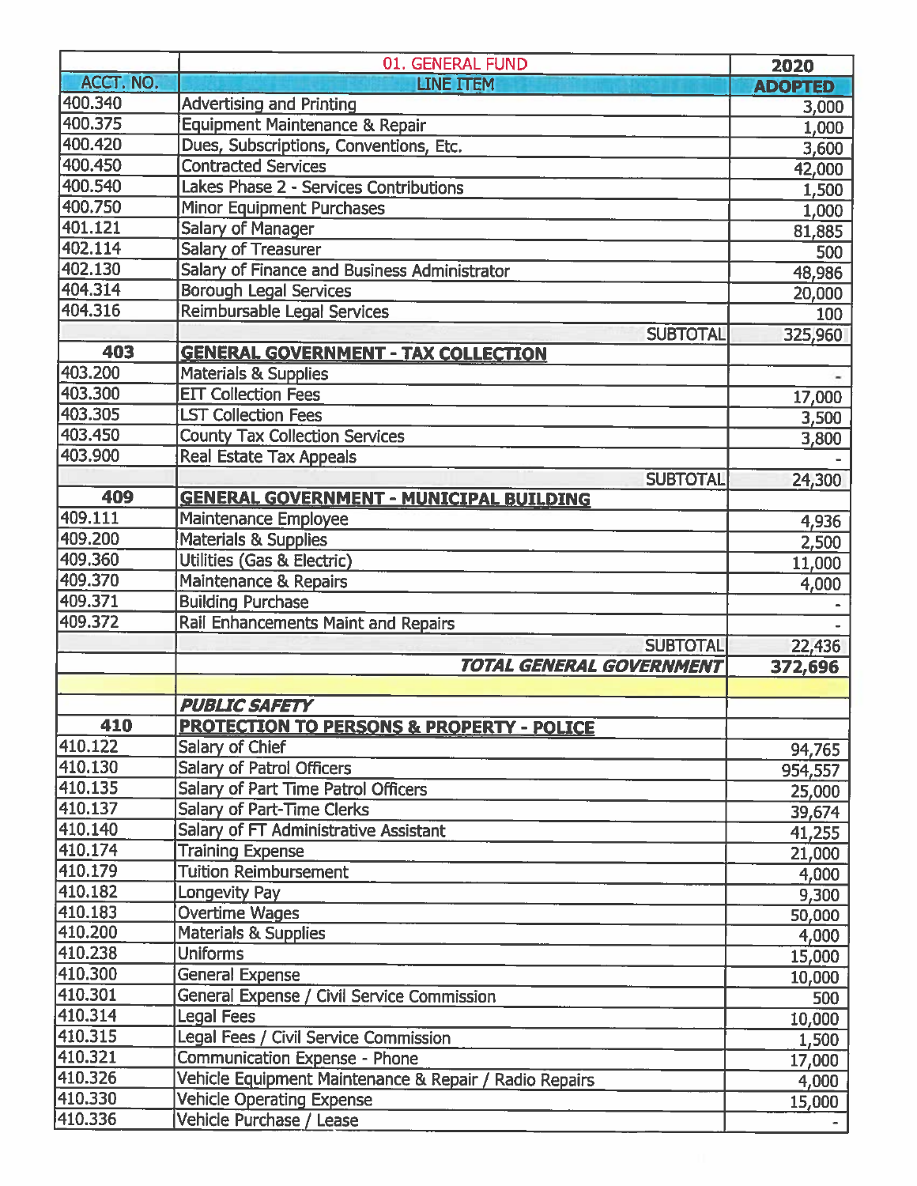| | 01. GENERAL FUND | 2020 |
|---|---|---|
| ACCT. NO. | LINE ITEM | ADOPTED |
| 400.340 | Advertising and Printing | 3,000 |
| 400.375 | Equipment Maintenance & Repair | 1,000 |
| 400.420 | Dues, Subscriptions, Conventions, Etc. | 3,600 |
| 400.450 | Contracted Services | 42,000 |
| 400.540 | Lakes Phase 2 - Services Contributions | 1,500 |
| 400.750 | Minor Equipment Purchases | 1,000 |
| 401.121 | Salary of Manager | 81,885 |
| 402.114 | Salary of Treasurer | 500 |
| 402.130 | Salary of Finance and Business Administrator | 48,986 |
| 404.314 | Borough Legal Services | 20,000 |
| 404.316 | Reimbursable Legal Services | 100 |
| | SUBTOTAL | 325,960 |
| **403** | **GENERAL GOVERNMENT - TAX COLLECTION** | |
| 403.200 | Materials & Supplies | - |
| 403.300 | EIT Collection Fees | 17,000 |
| 403.305 | LST Collection Fees | 3,500 |
| 403.450 | County Tax Collection Services | 3,800 |
| 403.900 | Real Estate Tax Appeals | - |
| | SUBTOTAL | 24,300 |
| **409** | **GENERAL GOVERNMENT - MUNICIPAL BUILDING** | |
| 409.111 | Maintenance Employee | 4,936 |
| 409.200 | Materials & Supplies | 2,500 |
| 409.360 | Utilities (Gas & Electric) | 11,000 |
| 409.370 | Maintenance & Repairs | 4,000 |
| 409.371 | Building Purchase | - |
| 409.372 | Rail Enhancements Maint and Repairs | - |
| | SUBTOTAL | 22,436 |
| | ***TOTAL GENERAL GOVERNMENT*** | **372,696** |
| | | |
| | ***PUBLIC SAFETY*** | |
| **410** | **PROTECTION TO PERSONS & PROPERTY - POLICE** | |
| 410.122 | Salary of Chief | 94,765 |
| 410.130 | Salary of Patrol Officers | 954,557 |
| 410.135 | Salary of Part Time Patrol Officers | 25,000 |
| 410.137 | Salary of Part-Time Clerks | 39,674 |
| 410.140 | Salary of FT Administrative Assistant | 41,255 |
| 410.174 | Training Expense | 21,000 |
| 410.179 | Tuition Reimbursement | 4,000 |
| 410.182 | Longevity Pay | 9,300 |
| 410.183 | Overtime Wages | 50,000 |
| 410.200 | Materials & Supplies | 4,000 |
| 410.238 | Uniforms | 15,000 |
| 410.300 | General Expense | 10,000 |
| 410.301 | General Expense / Civil Service Commission | 500 |
| 410.314 | Legal Fees | 10,000 |
| 410.315 | Legal Fees / Civil Service Commission | 1,500 |
| 410.321 | Communication Expense - Phone | 17,000 |
| 410.326 | Vehicle Equipment Maintenance & Repair / Radio Repairs | 4,000 |
| 410.330 | Vehicle Operating Expense | 15,000 |
| 410.336 | Vehicle Purchase / Lease | - |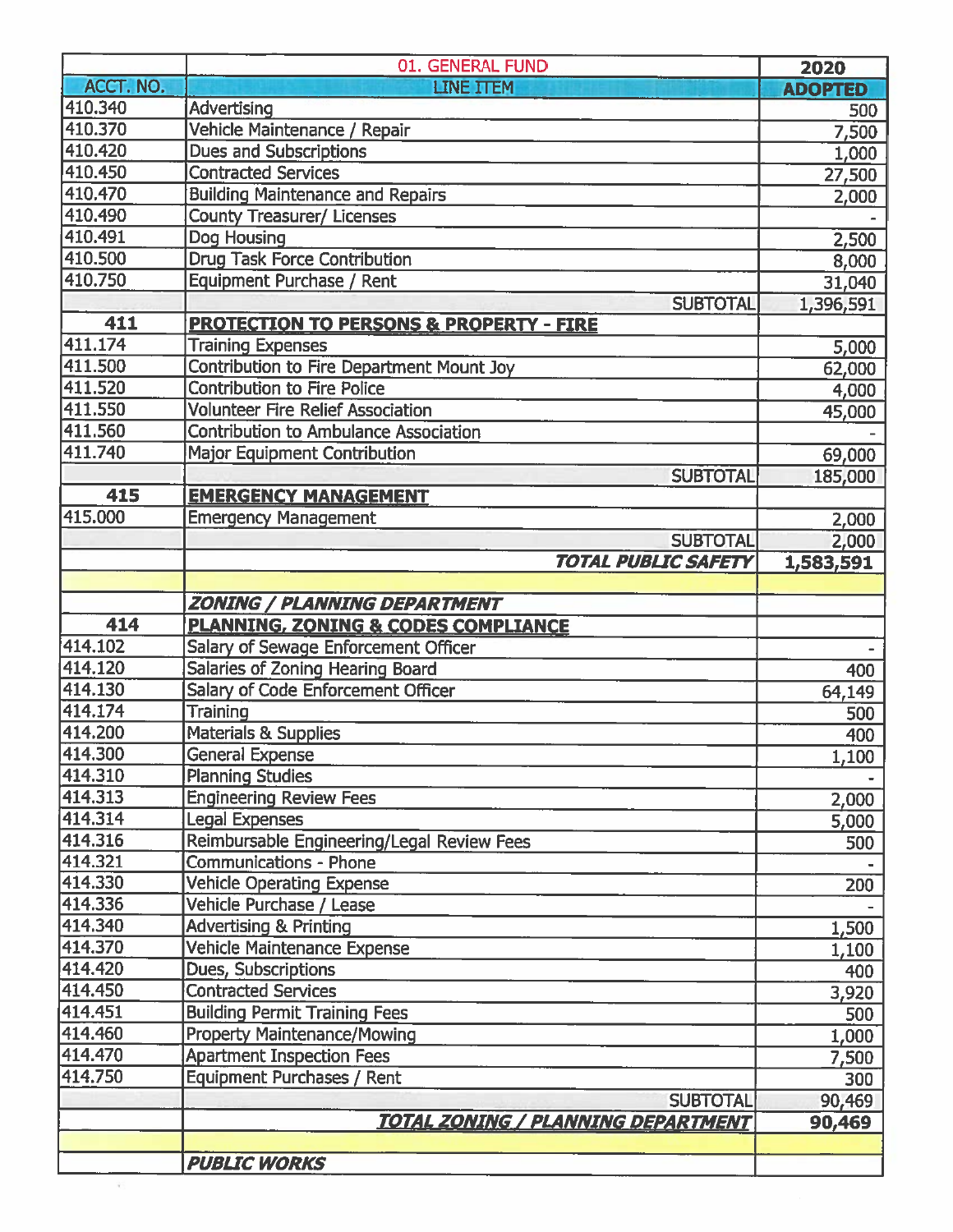| | 01. GENERAL FUND | 2020 |
|---|---|---|
| ACCT. NO. | LINE ITEM | ADOPTED |
| 410.340 | Advertising | 500 |
| 410.370 | Vehicle Maintenance / Repair | 7,500 |
| 410.420 | Dues and Subscriptions | 1,000 |
| 410.450 | Contracted Services | 27,500 |
| 410.470 | Building Maintenance and Repairs | 2,000 |
| 410.490 | County Treasurer/ Licenses | - |
| 410.491 | Dog Housing | 2,500 |
| 410.500 | Drug Task Force Contribution | 8,000 |
| 410.750 | Equipment Purchase / Rent | 31,040 |
| | SUBTOTAL | 1,396,591 |
| **411** | **PROTECTION TO PERSONS & PROPERTY - FIRE** | |
| 411.174 | Training Expenses | 5,000 |
| 411.500 | Contribution to Fire Department Mount Joy | 62,000 |
| 411.520 | Contribution to Fire Police | 4,000 |
| 411.550 | Volunteer Fire Relief Association | 45,000 |
| 411.560 | Contribution to Ambulance Association | - |
| 411.740 | Major Equipment Contribution | 69,000 |
| | SUBTOTAL | 185,000 |
| **415** | **EMERGENCY MANAGEMENT** | |
| 415.000 | Emergency Management | 2,000 |
| | SUBTOTAL | 2,000 |
| | ***TOTAL PUBLIC SAFETY*** | **1,583,591** |
| | | |
| | ***ZONING / PLANNING DEPARTMENT*** | |
| **414** | **PLANNING, ZONING & CODES COMPLIANCE** | |
| 414.102 | Salary of Sewage Enforcement Officer | - |
| 414.120 | Salaries of Zoning Hearing Board | 400 |
| 414.130 | Salary of Code Enforcement Officer | 64,149 |
| 414.174 | Training | 500 |
| 414.200 | Materials & Supplies | 400 |
| 414.300 | General Expense | 1,100 |
| 414.310 | Planning Studies | - |
| 414.313 | Engineering Review Fees | 2,000 |
| 414.314 | Legal Expenses | 5,000 |
| 414.316 | Reimbursable Engineering/Legal Review Fees | 500 |
| 414.321 | Communications - Phone | - |
| 414.330 | Vehicle Operating Expense | 200 |
| 414.336 | Vehicle Purchase / Lease | - |
| 414.340 | Advertising & Printing | 1,500 |
| 414.370 | Vehicle Maintenance Expense | 1,100 |
| 414.420 | Dues, Subscriptions | 400 |
| 414.450 | Contracted Services | 3,920 |
| 414.451 | Building Permit Training Fees | 500 |
| 414.460 | Property Maintenance/Mowing | 1,000 |
| 414.470 | Apartment Inspection Fees | 7,500 |
| 414.750 | Equipment Purchases / Rent | 300 |
| | SUBTOTAL | 90,469 |
| | ***TOTAL ZONING / PLANNING DEPARTMENT*** | **90,469** |
| | | |
| | ***PUBLIC WORKS*** | |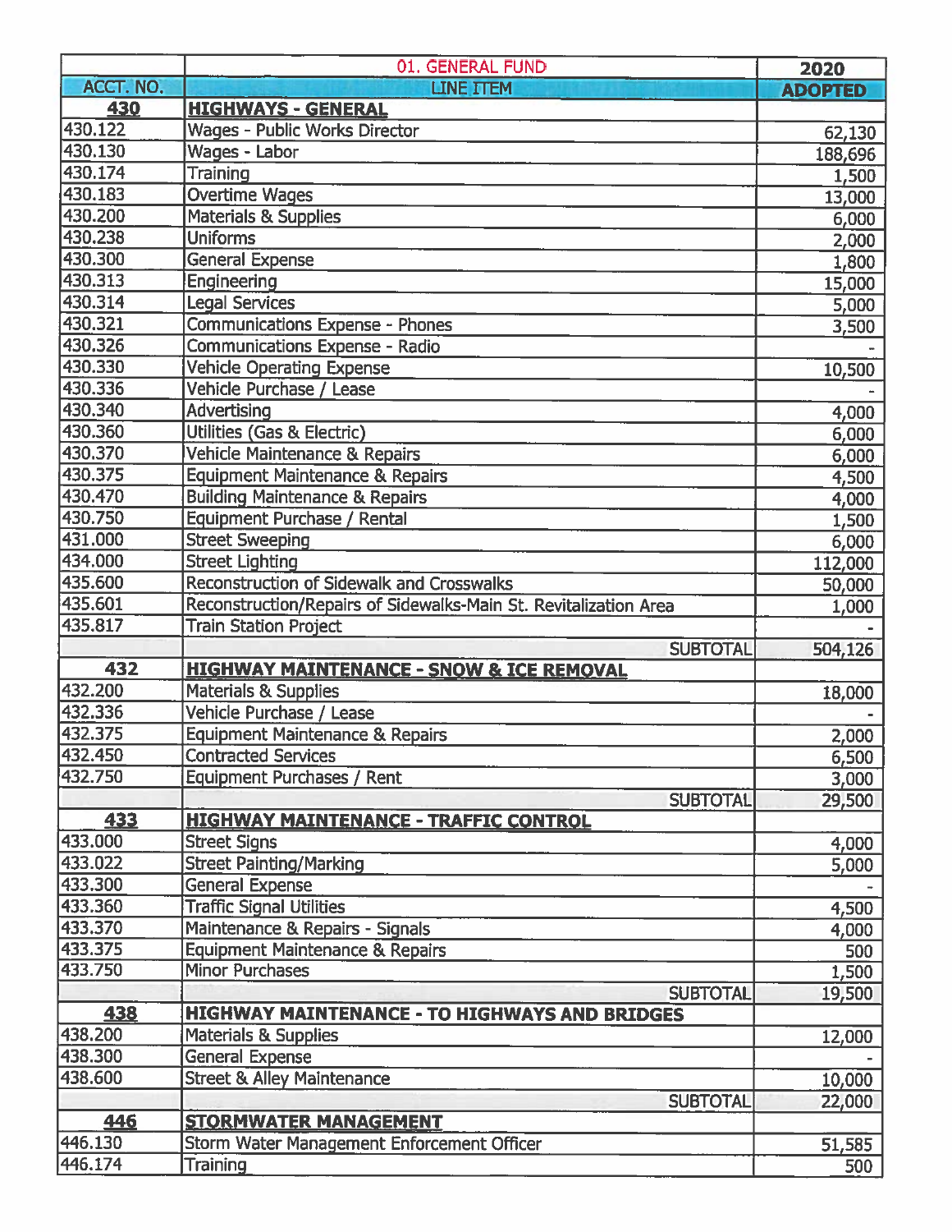| | 01. GENERAL FUND | 2020 |
|---|---|---|
| ACCT. NO. | LINE ITEM | ADOPTED |
| **430** | **HIGHWAYS - GENERAL** | |
| 430.122 | Wages - Public Works Director | 62,130 |
| 430.130 | Wages - Labor | 188,696 |
| 430.174 | Training | 1,500 |
| 430.183 | Overtime Wages | 13,000 |
| 430.200 | Materials & Supplies | 6,000 |
| 430.238 | Uniforms | 2,000 |
| 430.300 | General Expense | 1,800 |
| 430.313 | Engineering | 15,000 |
| 430.314 | Legal Services | 5,000 |
| 430.321 | Communications Expense - Phones | 3,500 |
| 430.326 | Communications Expense - Radio | - |
| 430.330 | Vehicle Operating Expense | 10,500 |
| 430.336 | Vehicle Purchase / Lease | - |
| 430.340 | Advertising | 4,000 |
| 430.360 | Utilities (Gas & Electric) | 6,000 |
| 430.370 | Vehicle Maintenance & Repairs | 6,000 |
| 430.375 | Equipment Maintenance & Repairs | 4,500 |
| 430.470 | Building Maintenance & Repairs | 4,000 |
| 430.750 | Equipment Purchase / Rental | 1,500 |
| 431.000 | Street Sweeping | 6,000 |
| 434.000 | Street Lighting | 112,000 |
| 435.600 | Reconstruction of Sidewalk and Crosswalks | 50,000 |
| 435.601 | Reconstruction/Repairs of Sidewalks-Main St. Revitalization Area | 1,000 |
| 435.817 | Train Station Project | - |
| | SUBTOTAL | 504,126 |
| **432** | **HIGHWAY MAINTENANCE - SNOW & ICE REMOVAL** | |
| 432.200 | Materials & Supplies | 18,000 |
| 432.336 | Vehicle Purchase / Lease | - |
| 432.375 | Equipment Maintenance & Repairs | 2,000 |
| 432.450 | Contracted Services | 6,500 |
| 432.750 | Equipment Purchases / Rent | 3,000 |
| | SUBTOTAL | 29,500 |
| **433** | **HIGHWAY MAINTENANCE - TRAFFIC CONTROL** | |
| 433.000 | Street Signs | 4,000 |
| 433.022 | Street Painting/Marking | 5,000 |
| 433.300 | General Expense | - |
| 433.360 | Traffic Signal Utilities | 4,500 |
| 433.370 | Maintenance & Repairs - Signals | 4,000 |
| 433.375 | Equipment Maintenance & Repairs | 500 |
| 433.750 | Minor Purchases | 1,500 |
| | SUBTOTAL | 19,500 |
| **438** | **HIGHWAY MAINTENANCE - TO HIGHWAYS AND BRIDGES** | |
| 438.200 | Materials & Supplies | 12,000 |
| 438.300 | General Expense | - |
| 438.600 | Street & Alley Maintenance | 10,000 |
| | SUBTOTAL | 22,000 |
| **446** | **STORMWATER MANAGEMENT** | |
| 446.130 | Storm Water Management Enforcement Officer | 51,585 |
| 446.174 | Training | 500 |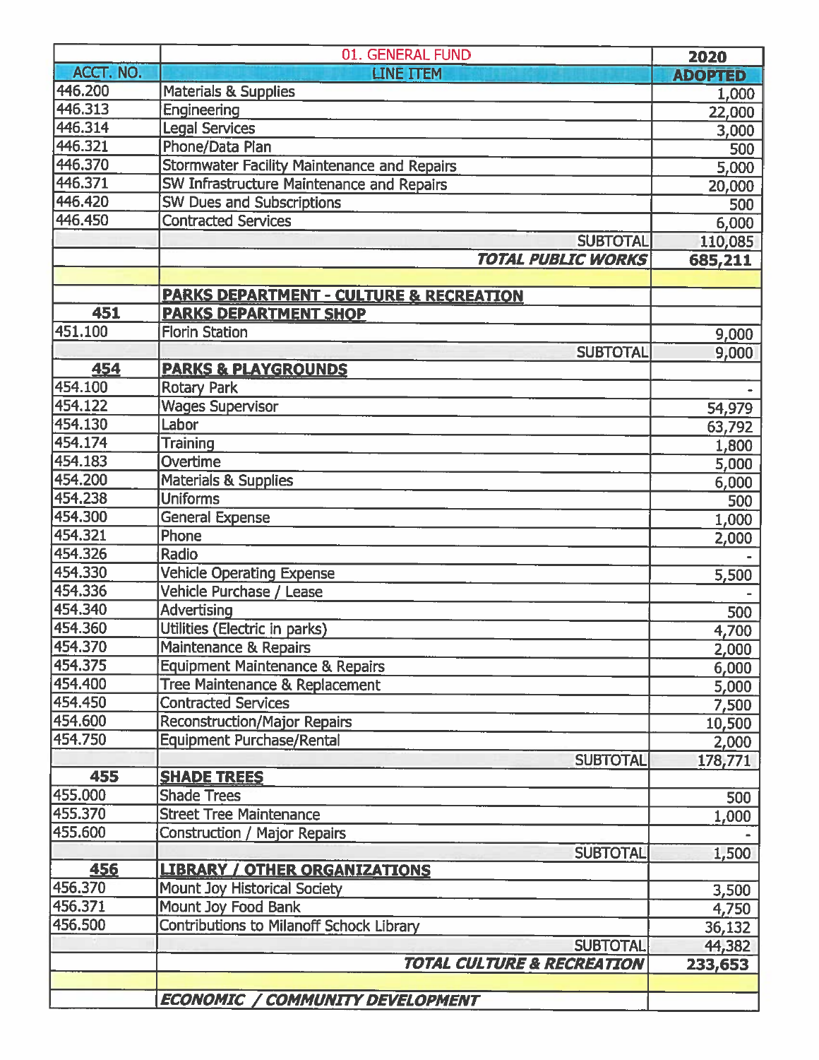| | 01. GENERAL FUND | 2020 |
|---|---|---|
| ACCT. NO. | LINE ITEM | ADOPTED |
| 446.200 | Materials & Supplies | 1,000 |
| 446.313 | Engineering | 22,000 |
| 446.314 | Legal Services | 3,000 |
| 446.321 | Phone/Data Plan | 500 |
| 446.370 | Stormwater Facility Maintenance and Repairs | 5,000 |
| 446.371 | SW Infrastructure Maintenance and Repairs | 20,000 |
| 446.420 | SW Dues and Subscriptions | 500 |
| 446.450 | Contracted Services | 6,000 |
| | SUBTOTAL | 110,085 |
| | ***TOTAL PUBLIC WORKS*** | **685,211** |
| | | |
| | **PARKS DEPARTMENT - CULTURE & RECREATION** | |
| **451** | **PARKS DEPARTMENT SHOP** | |
| 451.100 | Florin Station | 9,000 |
| | SUBTOTAL | 9,000 |
| **454** | **PARKS & PLAYGROUNDS** | |
| 454.100 | Rotary Park | - |
| 454.122 | Wages Supervisor | 54,979 |
| 454.130 | Labor | 63,792 |
| 454.174 | Training | 1,800 |
| 454.183 | Overtime | 5,000 |
| 454.200 | Materials & Supplies | 6,000 |
| 454.238 | Uniforms | 500 |
| 454.300 | General Expense | 1,000 |
| 454.321 | Phone | 2,000 |
| 454.326 | Radio | - |
| 454.330 | Vehicle Operating Expense | 5,500 |
| 454.336 | Vehicle Purchase / Lease | - |
| 454.340 | Advertising | 500 |
| 454.360 | Utilities (Electric in parks) | 4,700 |
| 454.370 | Maintenance & Repairs | 2,000 |
| 454.375 | Equipment Maintenance & Repairs | 6,000 |
| 454.400 | Tree Maintenance & Replacement | 5,000 |
| 454.450 | Contracted Services | 7,500 |
| 454.600 | Reconstruction/Major Repairs | 10,500 |
| 454.750 | Equipment Purchase/Rental | 2,000 |
| | SUBTOTAL | 178,771 |
| **455** | **SHADE TREES** | |
| 455.000 | Shade Trees | 500 |
| 455.370 | Street Tree Maintenance | 1,000 |
| 455.600 | Construction / Major Repairs | - |
| | SUBTOTAL | 1,500 |
| **456** | **LIBRARY / OTHER ORGANIZATIONS** | |
| 456.370 | Mount Joy Historical Society | 3,500 |
| 456.371 | Mount Joy Food Bank | 4,750 |
| 456.500 | Contributions to Milanoff Schock Library | 36,132 |
| | SUBTOTAL | 44,382 |
| | ***TOTAL CULTURE & RECREATION*** | **233,653** |
| | | |
| | ***ECONOMIC / COMMUNITY DEVELOPMENT*** | |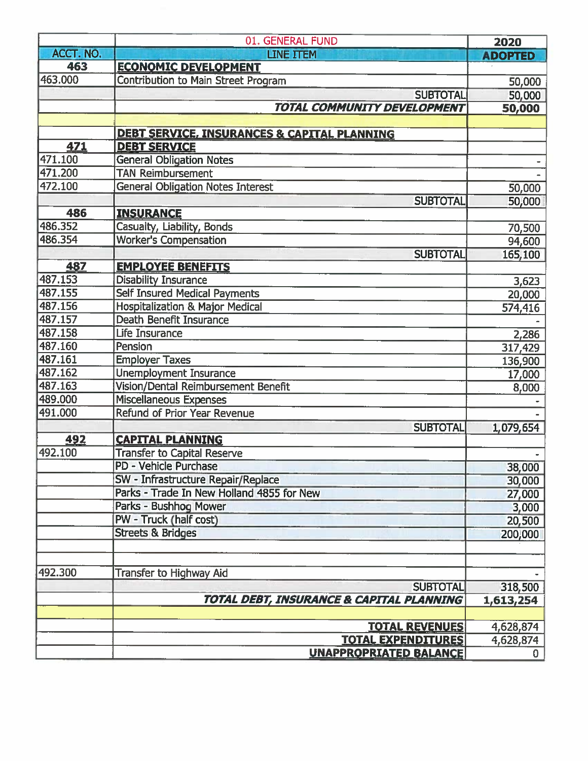| | 01. GENERAL FUND | 2020 |
|---|---|---|
| ACCT. NO. | LINE ITEM | ADOPTED |
| **463** | **ECONOMIC DEVELOPMENT** | |
| 463.000 | Contribution to Main Street Program | 50,000 |
| | SUBTOTAL | 50,000 |
| | ***TOTAL COMMUNITY DEVELOPMENT*** | **50,000** |
| | | |
| | **DEBT SERVICE, INSURANCES & CAPITAL PLANNING** | |
| **471** | **DEBT SERVICE** | |
| 471.100 | General Obligation Notes | - |
| 471.200 | TAN Reimbursement | - |
| 472.100 | General Obligation Notes Interest | 50,000 |
| | SUBTOTAL | 50,000 |
| **486** | **INSURANCE** | |
| 486.352 | Casualty, Liability, Bonds | 70,500 |
| 486.354 | Worker's Compensation | 94,600 |
| | SUBTOTAL | 165,100 |
| **487** | **EMPLOYEE BENEFITS** | |
| 487.153 | Disability Insurance | 3,623 |
| 487.155 | Self Insured Medical Payments | 20,000 |
| 487.156 | Hospitalization & Major Medical | 574,416 |
| 487.157 | Death Benefit Insurance | - |
| 487.158 | Life Insurance | 2,286 |
| 487.160 | Pension | 317,429 |
| 487.161 | Employer Taxes | 136,900 |
| 487.162 | Unemployment Insurance | 17,000 |
| 487.163 | Vision/Dental Reimbursement Benefit | 8,000 |
| 489.000 | Miscellaneous Expenses | - |
| 491.000 | Refund of Prior Year Revenue | - |
| | SUBTOTAL | 1,079,654 |
| **492** | **CAPITAL PLANNING** | |
| 492.100 | Transfer to Capital Reserve | - |
| | PD - Vehicle Purchase | 38,000 |
| | SW - Infrastructure Repair/Replace | 30,000 |
| | Parks - Trade In New Holland 4855 for New | 27,000 |
| | Parks - Bushhog Mower | 3,000 |
| | PW - Truck (half cost) | 20,500 |
| | Streets & Bridges | 200,000 |
| | | |
| | | |
| 492.300 | Transfer to Highway Aid | - |
| | SUBTOTAL | 318,500 |
| | ***TOTAL DEBT, INSURANCE & CAPITAL PLANNING*** | **1,613,254** |
| | | |
| | **TOTAL REVENUES** | 4,628,874 |
| | **TOTAL EXPENDITURES** | 4,628,874 |
| | **UNAPPROPRIATED BALANCE** | 0 |